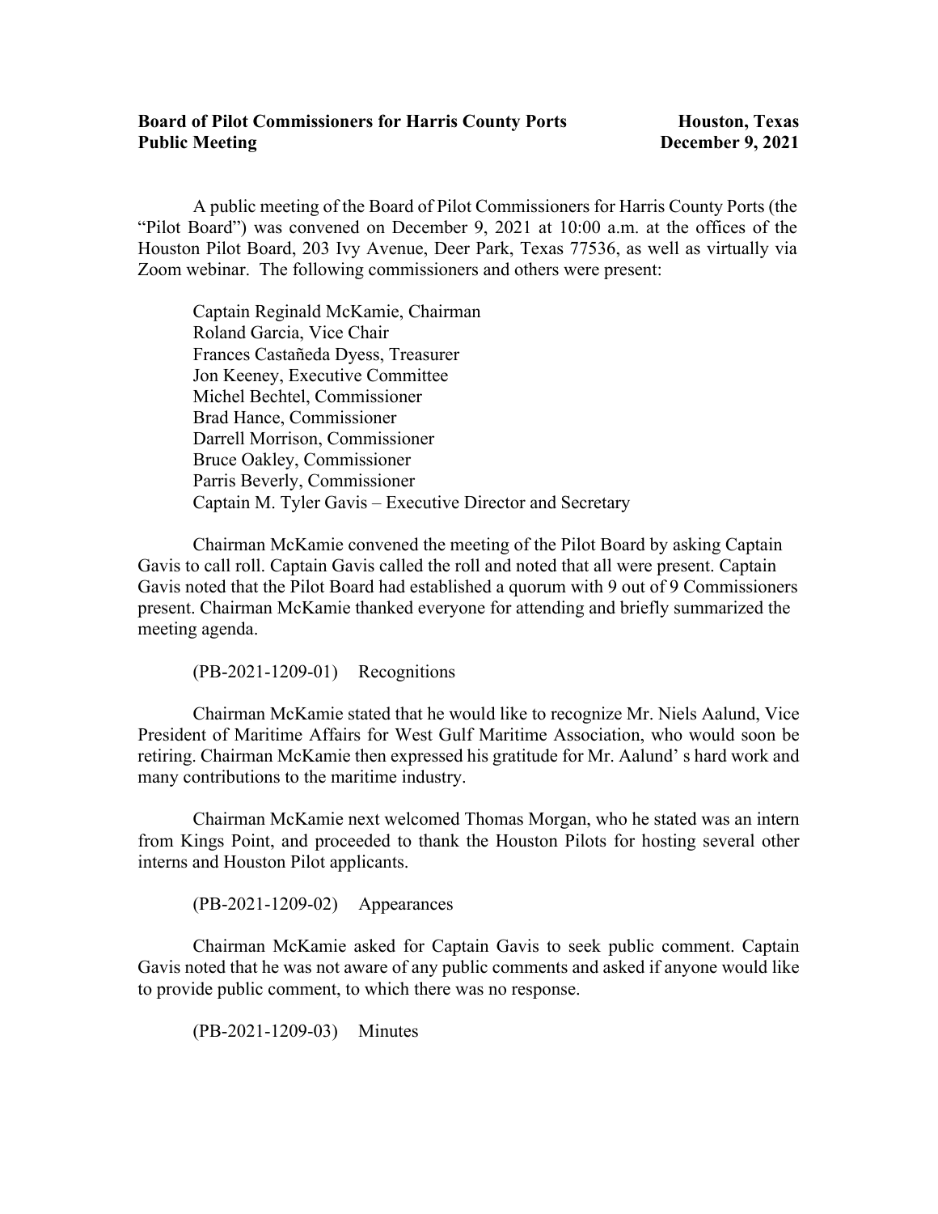**Board of Pilot Commissioners for Harris County Ports** **Houston, Texas**
**Public Meeting** **December 9, 2021**

A public meeting of the Board of Pilot Commissioners for Harris County Ports (the "Pilot Board") was convened on December 9, 2021 at 10:00 a.m. at the offices of the Houston Pilot Board, 203 Ivy Avenue, Deer Park, Texas 77536, as well as virtually via Zoom webinar. The following commissioners and others were present:

Captain Reginald McKamie, Chairman
Roland Garcia, Vice Chair
Frances Castañeda Dyess, Treasurer
Jon Keeney, Executive Committee
Michel Bechtel, Commissioner
Brad Hance, Commissioner
Darrell Morrison, Commissioner
Bruce Oakley, Commissioner
Parris Beverly, Commissioner
Captain M. Tyler Gavis – Executive Director and Secretary

Chairman McKamie convened the meeting of the Pilot Board by asking Captain Gavis to call roll. Captain Gavis called the roll and noted that all were present. Captain Gavis noted that the Pilot Board had established a quorum with 9 out of 9 Commissioners present. Chairman McKamie thanked everyone for attending and briefly summarized the meeting agenda.

(PB-2021-1209-01) Recognitions

Chairman McKamie stated that he would like to recognize Mr. Niels Aalund, Vice President of Maritime Affairs for West Gulf Maritime Association, who would soon be retiring. Chairman McKamie then expressed his gratitude for Mr. Aalund' s hard work and many contributions to the maritime industry.

Chairman McKamie next welcomed Thomas Morgan, who he stated was an intern from Kings Point, and proceeded to thank the Houston Pilots for hosting several other interns and Houston Pilot applicants.

(PB-2021-1209-02) Appearances

Chairman McKamie asked for Captain Gavis to seek public comment. Captain Gavis noted that he was not aware of any public comments and asked if anyone would like to provide public comment, to which there was no response.

(PB-2021-1209-03) Minutes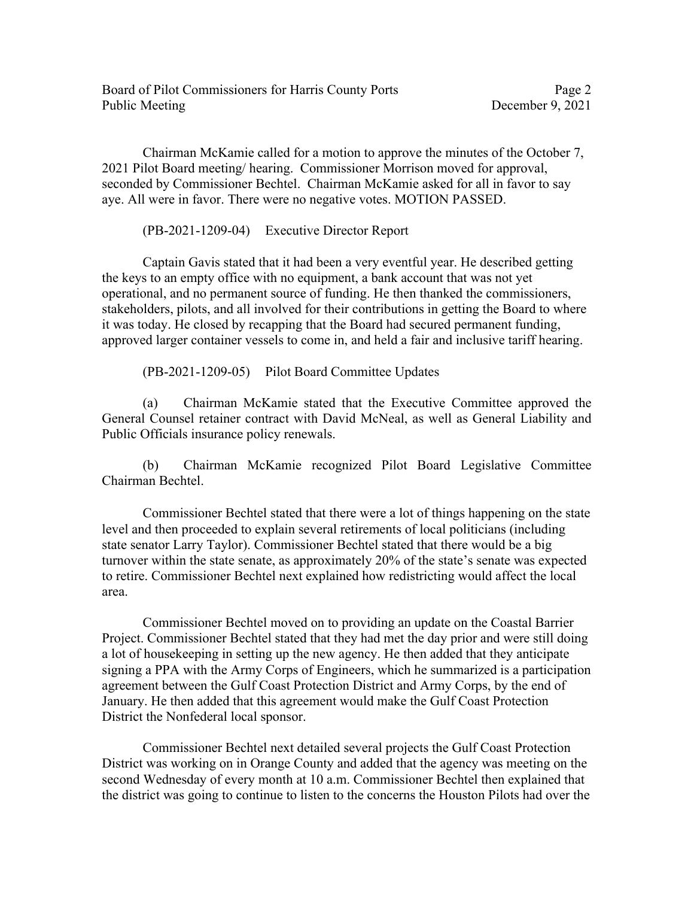Chairman McKamie called for a motion to approve the minutes of the October 7, 2021 Pilot Board meeting/ hearing. Commissioner Morrison moved for approval, seconded by Commissioner Bechtel. Chairman McKamie asked for all in favor to say aye. All were in favor. There were no negative votes. MOTION PASSED.

(PB-2021-1209-04) Executive Director Report

Captain Gavis stated that it had been a very eventful year. He described getting the keys to an empty office with no equipment, a bank account that was not yet operational, and no permanent source of funding. He then thanked the commissioners, stakeholders, pilots, and all involved for their contributions in getting the Board to where it was today. He closed by recapping that the Board had secured permanent funding, approved larger container vessels to come in, and held a fair and inclusive tariff hearing.

(PB-2021-1209-05) Pilot Board Committee Updates

(a) Chairman McKamie stated that the Executive Committee approved the General Counsel retainer contract with David McNeal, as well as General Liability and Public Officials insurance policy renewals.

(b) Chairman McKamie recognized Pilot Board Legislative Committee Chairman Bechtel.

Commissioner Bechtel stated that there were a lot of things happening on the state level and then proceeded to explain several retirements of local politicians (including state senator Larry Taylor). Commissioner Bechtel stated that there would be a big turnover within the state senate, as approximately 20% of the state's senate was expected to retire. Commissioner Bechtel next explained how redistricting would affect the local area.

Commissioner Bechtel moved on to providing an update on the Coastal Barrier Project. Commissioner Bechtel stated that they had met the day prior and were still doing a lot of housekeeping in setting up the new agency. He then added that they anticipate signing a PPA with the Army Corps of Engineers, which he summarized is a participation agreement between the Gulf Coast Protection District and Army Corps, by the end of January. He then added that this agreement would make the Gulf Coast Protection District the Nonfederal local sponsor.

Commissioner Bechtel next detailed several projects the Gulf Coast Protection District was working on in Orange County and added that the agency was meeting on the second Wednesday of every month at 10 a.m. Commissioner Bechtel then explained that the district was going to continue to listen to the concerns the Houston Pilots had over the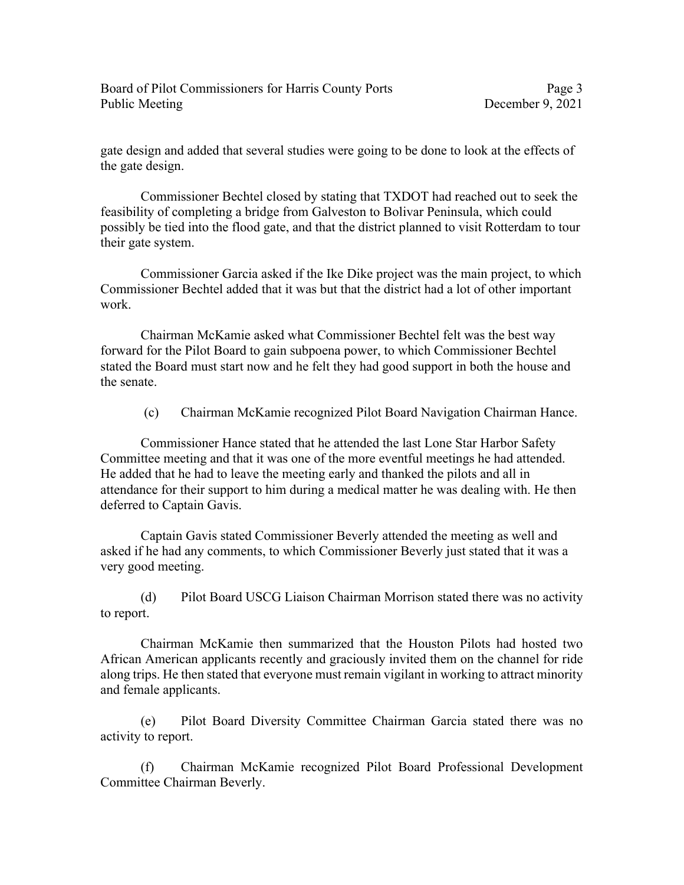gate design and added that several studies were going to be done to look at the effects of the gate design.

Commissioner Bechtel closed by stating that TXDOT had reached out to seek the feasibility of completing a bridge from Galveston to Bolivar Peninsula, which could possibly be tied into the flood gate, and that the district planned to visit Rotterdam to tour their gate system.

Commissioner Garcia asked if the Ike Dike project was the main project, to which Commissioner Bechtel added that it was but that the district had a lot of other important work.

Chairman McKamie asked what Commissioner Bechtel felt was the best way forward for the Pilot Board to gain subpoena power, to which Commissioner Bechtel stated the Board must start now and he felt they had good support in both the house and the senate.

(c) Chairman McKamie recognized Pilot Board Navigation Chairman Hance.

Commissioner Hance stated that he attended the last Lone Star Harbor Safety Committee meeting and that it was one of the more eventful meetings he had attended. He added that he had to leave the meeting early and thanked the pilots and all in attendance for their support to him during a medical matter he was dealing with. He then deferred to Captain Gavis.

Captain Gavis stated Commissioner Beverly attended the meeting as well and asked if he had any comments, to which Commissioner Beverly just stated that it was a very good meeting.

(d) Pilot Board USCG Liaison Chairman Morrison stated there was no activity to report.

Chairman McKamie then summarized that the Houston Pilots had hosted two African American applicants recently and graciously invited them on the channel for ride along trips. He then stated that everyone must remain vigilant in working to attract minority and female applicants.

(e) Pilot Board Diversity Committee Chairman Garcia stated there was no activity to report.

(f) Chairman McKamie recognized Pilot Board Professional Development Committee Chairman Beverly.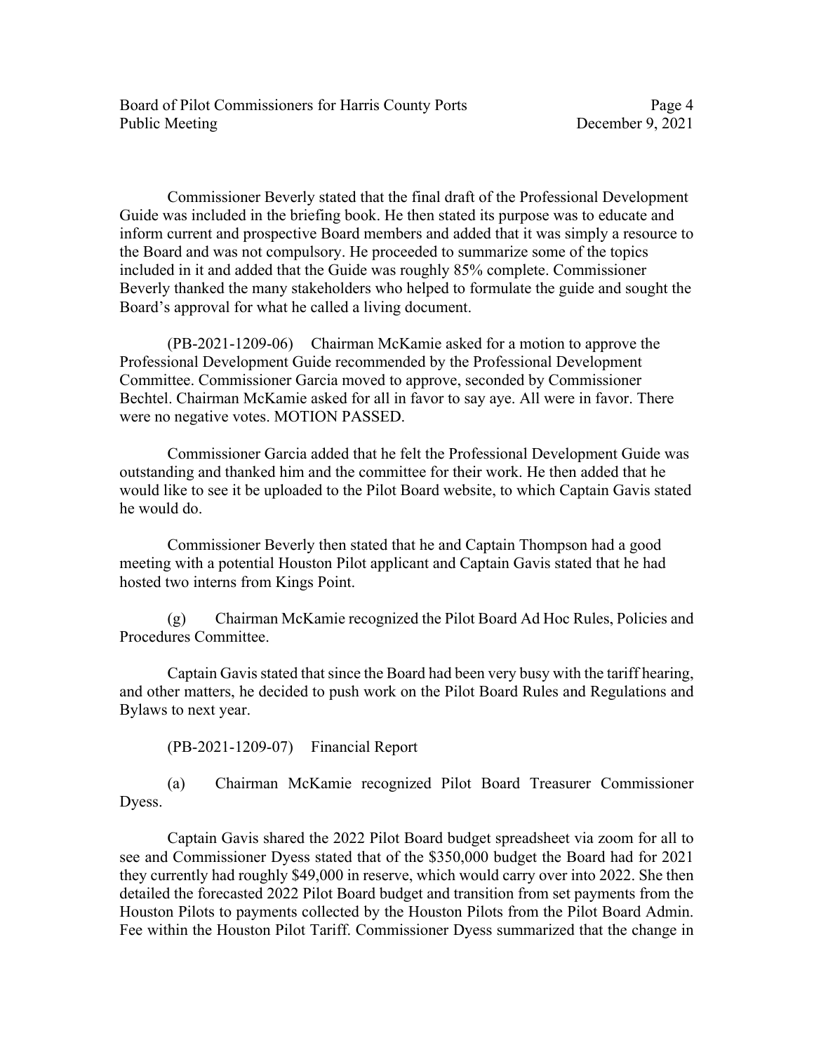Commissioner Beverly stated that the final draft of the Professional Development Guide was included in the briefing book. He then stated its purpose was to educate and inform current and prospective Board members and added that it was simply a resource to the Board and was not compulsory. He proceeded to summarize some of the topics included in it and added that the Guide was roughly 85% complete. Commissioner Beverly thanked the many stakeholders who helped to formulate the guide and sought the Board's approval for what he called a living document.

(PB-2021-1209-06) Chairman McKamie asked for a motion to approve the Professional Development Guide recommended by the Professional Development Committee. Commissioner Garcia moved to approve, seconded by Commissioner Bechtel. Chairman McKamie asked for all in favor to say aye. All were in favor. There were no negative votes. MOTION PASSED.

Commissioner Garcia added that he felt the Professional Development Guide was outstanding and thanked him and the committee for their work. He then added that he would like to see it be uploaded to the Pilot Board website, to which Captain Gavis stated he would do.

Commissioner Beverly then stated that he and Captain Thompson had a good meeting with a potential Houston Pilot applicant and Captain Gavis stated that he had hosted two interns from Kings Point.

(g) Chairman McKamie recognized the Pilot Board Ad Hoc Rules, Policies and Procedures Committee.

Captain Gavis stated that since the Board had been very busy with the tariff hearing, and other matters, he decided to push work on the Pilot Board Rules and Regulations and Bylaws to next year.

(PB-2021-1209-07) Financial Report

(a) Chairman McKamie recognized Pilot Board Treasurer Commissioner Dyess.

Captain Gavis shared the 2022 Pilot Board budget spreadsheet via zoom for all to see and Commissioner Dyess stated that of the $350,000 budget the Board had for 2021 they currently had roughly $49,000 in reserve, which would carry over into 2022. She then detailed the forecasted 2022 Pilot Board budget and transition from set payments from the Houston Pilots to payments collected by the Houston Pilots from the Pilot Board Admin. Fee within the Houston Pilot Tariff. Commissioner Dyess summarized that the change in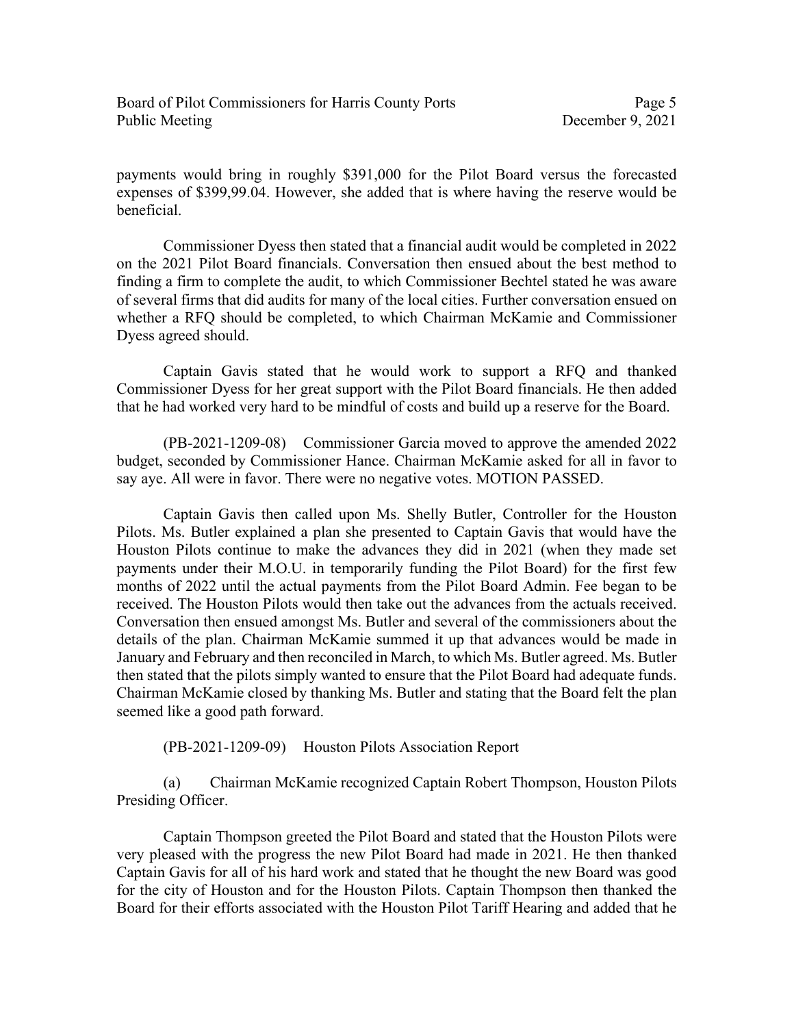payments would bring in roughly $391,000 for the Pilot Board versus the forecasted expenses of $399,99.04. However, she added that is where having the reserve would be beneficial.

Commissioner Dyess then stated that a financial audit would be completed in 2022 on the 2021 Pilot Board financials. Conversation then ensued about the best method to finding a firm to complete the audit, to which Commissioner Bechtel stated he was aware of several firms that did audits for many of the local cities. Further conversation ensued on whether a RFQ should be completed, to which Chairman McKamie and Commissioner Dyess agreed should.

Captain Gavis stated that he would work to support a RFQ and thanked Commissioner Dyess for her great support with the Pilot Board financials. He then added that he had worked very hard to be mindful of costs and build up a reserve for the Board.

(PB-2021-1209-08) Commissioner Garcia moved to approve the amended 2022 budget, seconded by Commissioner Hance. Chairman McKamie asked for all in favor to say aye. All were in favor. There were no negative votes. MOTION PASSED.

Captain Gavis then called upon Ms. Shelly Butler, Controller for the Houston Pilots. Ms. Butler explained a plan she presented to Captain Gavis that would have the Houston Pilots continue to make the advances they did in 2021 (when they made set payments under their M.O.U. in temporarily funding the Pilot Board) for the first few months of 2022 until the actual payments from the Pilot Board Admin. Fee began to be received. The Houston Pilots would then take out the advances from the actuals received. Conversation then ensued amongst Ms. Butler and several of the commissioners about the details of the plan. Chairman McKamie summed it up that advances would be made in January and February and then reconciled in March, to which Ms. Butler agreed. Ms. Butler then stated that the pilots simply wanted to ensure that the Pilot Board had adequate funds. Chairman McKamie closed by thanking Ms. Butler and stating that the Board felt the plan seemed like a good path forward.

(PB-2021-1209-09) Houston Pilots Association Report

(a) Chairman McKamie recognized Captain Robert Thompson, Houston Pilots Presiding Officer.

Captain Thompson greeted the Pilot Board and stated that the Houston Pilots were very pleased with the progress the new Pilot Board had made in 2021. He then thanked Captain Gavis for all of his hard work and stated that he thought the new Board was good for the city of Houston and for the Houston Pilots. Captain Thompson then thanked the Board for their efforts associated with the Houston Pilot Tariff Hearing and added that he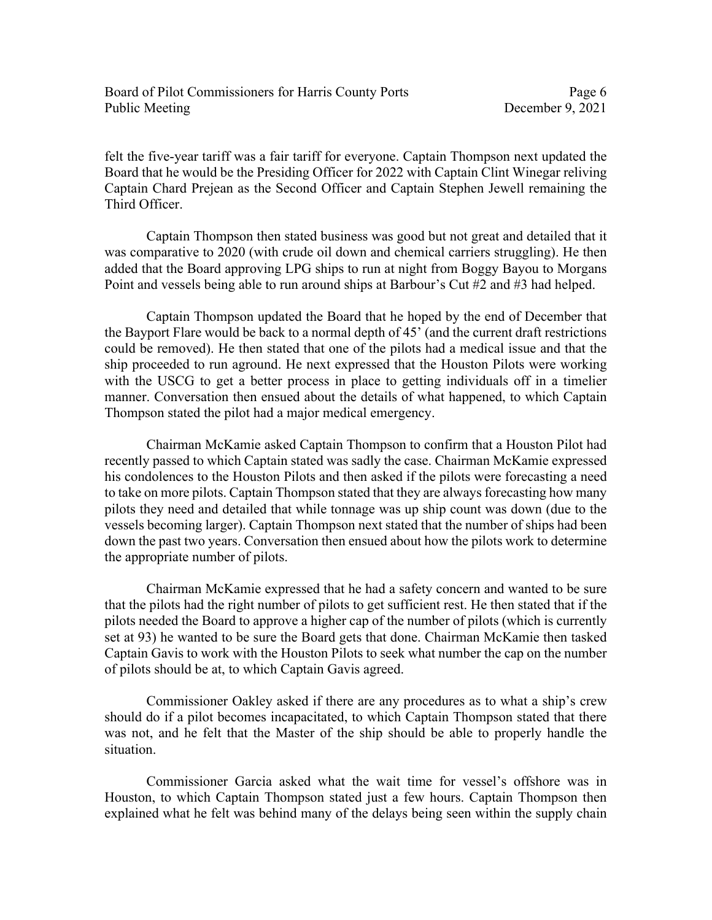felt the five-year tariff was a fair tariff for everyone. Captain Thompson next updated the Board that he would be the Presiding Officer for 2022 with Captain Clint Winegar reliving Captain Chard Prejean as the Second Officer and Captain Stephen Jewell remaining the Third Officer.

Captain Thompson then stated business was good but not great and detailed that it was comparative to 2020 (with crude oil down and chemical carriers struggling). He then added that the Board approving LPG ships to run at night from Boggy Bayou to Morgans Point and vessels being able to run around ships at Barbour's Cut #2 and #3 had helped.

Captain Thompson updated the Board that he hoped by the end of December that the Bayport Flare would be back to a normal depth of 45' (and the current draft restrictions could be removed). He then stated that one of the pilots had a medical issue and that the ship proceeded to run aground. He next expressed that the Houston Pilots were working with the USCG to get a better process in place to getting individuals off in a timelier manner. Conversation then ensued about the details of what happened, to which Captain Thompson stated the pilot had a major medical emergency.

Chairman McKamie asked Captain Thompson to confirm that a Houston Pilot had recently passed to which Captain stated was sadly the case. Chairman McKamie expressed his condolences to the Houston Pilots and then asked if the pilots were forecasting a need to take on more pilots. Captain Thompson stated that they are always forecasting how many pilots they need and detailed that while tonnage was up ship count was down (due to the vessels becoming larger). Captain Thompson next stated that the number of ships had been down the past two years. Conversation then ensued about how the pilots work to determine the appropriate number of pilots.

Chairman McKamie expressed that he had a safety concern and wanted to be sure that the pilots had the right number of pilots to get sufficient rest. He then stated that if the pilots needed the Board to approve a higher cap of the number of pilots (which is currently set at 93) he wanted to be sure the Board gets that done. Chairman McKamie then tasked Captain Gavis to work with the Houston Pilots to seek what number the cap on the number of pilots should be at, to which Captain Gavis agreed.

Commissioner Oakley asked if there are any procedures as to what a ship's crew should do if a pilot becomes incapacitated, to which Captain Thompson stated that there was not, and he felt that the Master of the ship should be able to properly handle the situation.

Commissioner Garcia asked what the wait time for vessel's offshore was in Houston, to which Captain Thompson stated just a few hours. Captain Thompson then explained what he felt was behind many of the delays being seen within the supply chain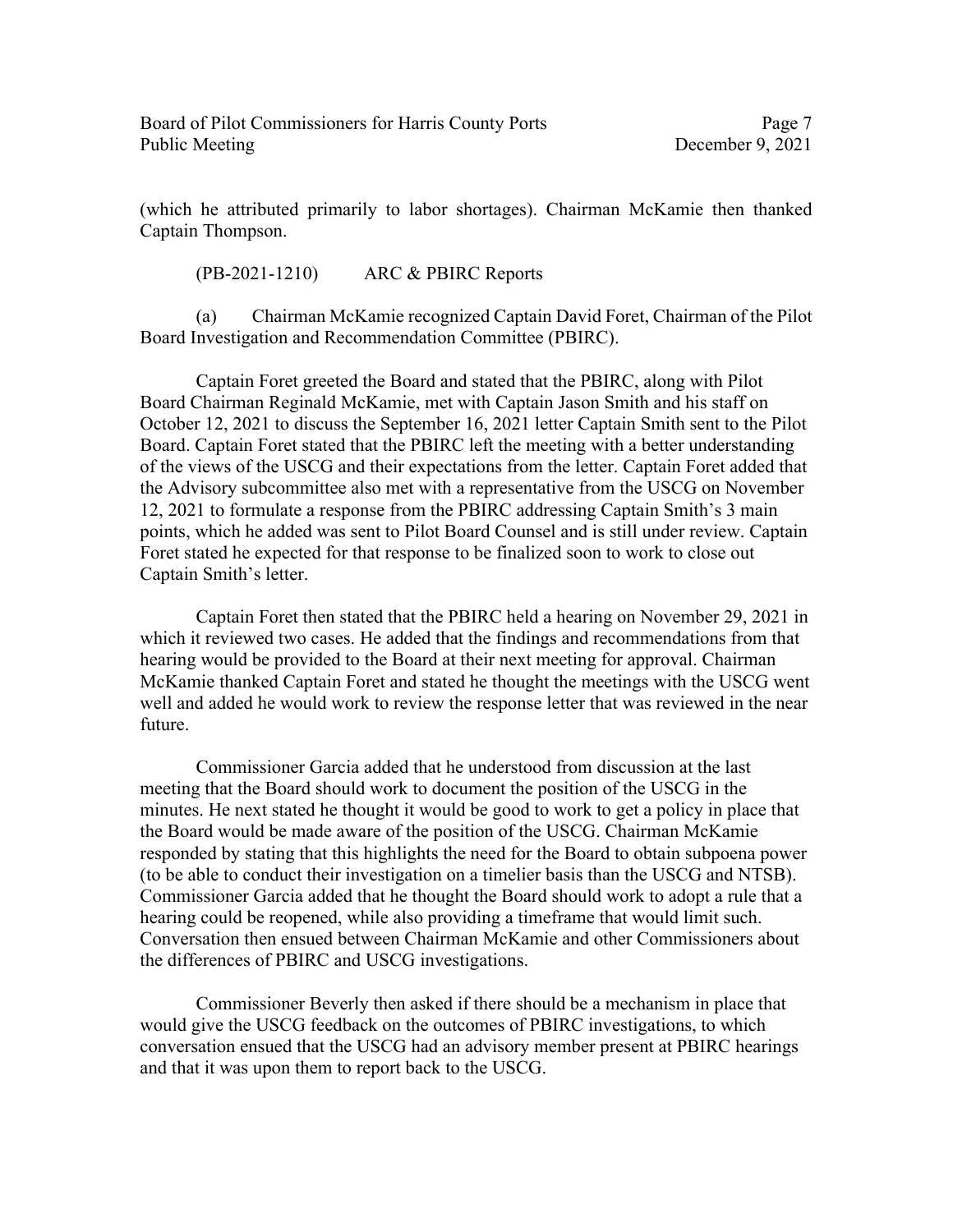(which he attributed primarily to labor shortages). Chairman McKamie then thanked Captain Thompson.

(PB-2021-1210) ARC & PBIRC Reports

(a) Chairman McKamie recognized Captain David Foret, Chairman of the Pilot Board Investigation and Recommendation Committee (PBIRC).

Captain Foret greeted the Board and stated that the PBIRC, along with Pilot Board Chairman Reginald McKamie, met with Captain Jason Smith and his staff on October 12, 2021 to discuss the September 16, 2021 letter Captain Smith sent to the Pilot Board. Captain Foret stated that the PBIRC left the meeting with a better understanding of the views of the USCG and their expectations from the letter. Captain Foret added that the Advisory subcommittee also met with a representative from the USCG on November 12, 2021 to formulate a response from the PBIRC addressing Captain Smith's 3 main points, which he added was sent to Pilot Board Counsel and is still under review. Captain Foret stated he expected for that response to be finalized soon to work to close out Captain Smith's letter.

Captain Foret then stated that the PBIRC held a hearing on November 29, 2021 in which it reviewed two cases. He added that the findings and recommendations from that hearing would be provided to the Board at their next meeting for approval. Chairman McKamie thanked Captain Foret and stated he thought the meetings with the USCG went well and added he would work to review the response letter that was reviewed in the near future.

Commissioner Garcia added that he understood from discussion at the last meeting that the Board should work to document the position of the USCG in the minutes. He next stated he thought it would be good to work to get a policy in place that the Board would be made aware of the position of the USCG. Chairman McKamie responded by stating that this highlights the need for the Board to obtain subpoena power (to be able to conduct their investigation on a timelier basis than the USCG and NTSB). Commissioner Garcia added that he thought the Board should work to adopt a rule that a hearing could be reopened, while also providing a timeframe that would limit such. Conversation then ensued between Chairman McKamie and other Commissioners about the differences of PBIRC and USCG investigations.

Commissioner Beverly then asked if there should be a mechanism in place that would give the USCG feedback on the outcomes of PBIRC investigations, to which conversation ensued that the USCG had an advisory member present at PBIRC hearings and that it was upon them to report back to the USCG.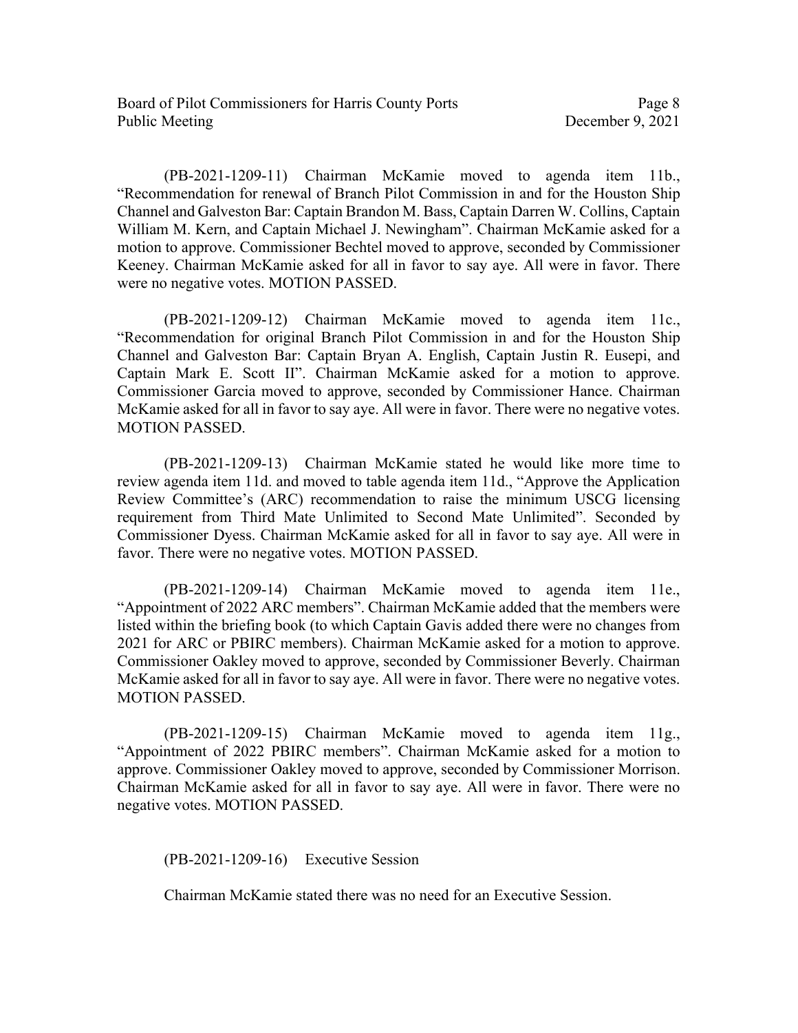(PB-2021-1209-11) Chairman McKamie moved to agenda item 11b., "Recommendation for renewal of Branch Pilot Commission in and for the Houston Ship Channel and Galveston Bar: Captain Brandon M. Bass, Captain Darren W. Collins, Captain William M. Kern, and Captain Michael J. Newingham". Chairman McKamie asked for a motion to approve. Commissioner Bechtel moved to approve, seconded by Commissioner Keeney. Chairman McKamie asked for all in favor to say aye. All were in favor. There were no negative votes. MOTION PASSED.

(PB-2021-1209-12) Chairman McKamie moved to agenda item 11c., "Recommendation for original Branch Pilot Commission in and for the Houston Ship Channel and Galveston Bar: Captain Bryan A. English, Captain Justin R. Eusepi, and Captain Mark E. Scott II". Chairman McKamie asked for a motion to approve. Commissioner Garcia moved to approve, seconded by Commissioner Hance. Chairman McKamie asked for all in favor to say aye. All were in favor. There were no negative votes. MOTION PASSED.

(PB-2021-1209-13) Chairman McKamie stated he would like more time to review agenda item 11d. and moved to table agenda item 11d., "Approve the Application Review Committee's (ARC) recommendation to raise the minimum USCG licensing requirement from Third Mate Unlimited to Second Mate Unlimited". Seconded by Commissioner Dyess. Chairman McKamie asked for all in favor to say aye. All were in favor. There were no negative votes. MOTION PASSED.

(PB-2021-1209-14) Chairman McKamie moved to agenda item 11e., "Appointment of 2022 ARC members". Chairman McKamie added that the members were listed within the briefing book (to which Captain Gavis added there were no changes from 2021 for ARC or PBIRC members). Chairman McKamie asked for a motion to approve. Commissioner Oakley moved to approve, seconded by Commissioner Beverly. Chairman McKamie asked for all in favor to say aye. All were in favor. There were no negative votes. MOTION PASSED.

(PB-2021-1209-15) Chairman McKamie moved to agenda item 11g., "Appointment of 2022 PBIRC members". Chairman McKamie asked for a motion to approve. Commissioner Oakley moved to approve, seconded by Commissioner Morrison. Chairman McKamie asked for all in favor to say aye. All were in favor. There were no negative votes. MOTION PASSED.

(PB-2021-1209-16) Executive Session

Chairman McKamie stated there was no need for an Executive Session.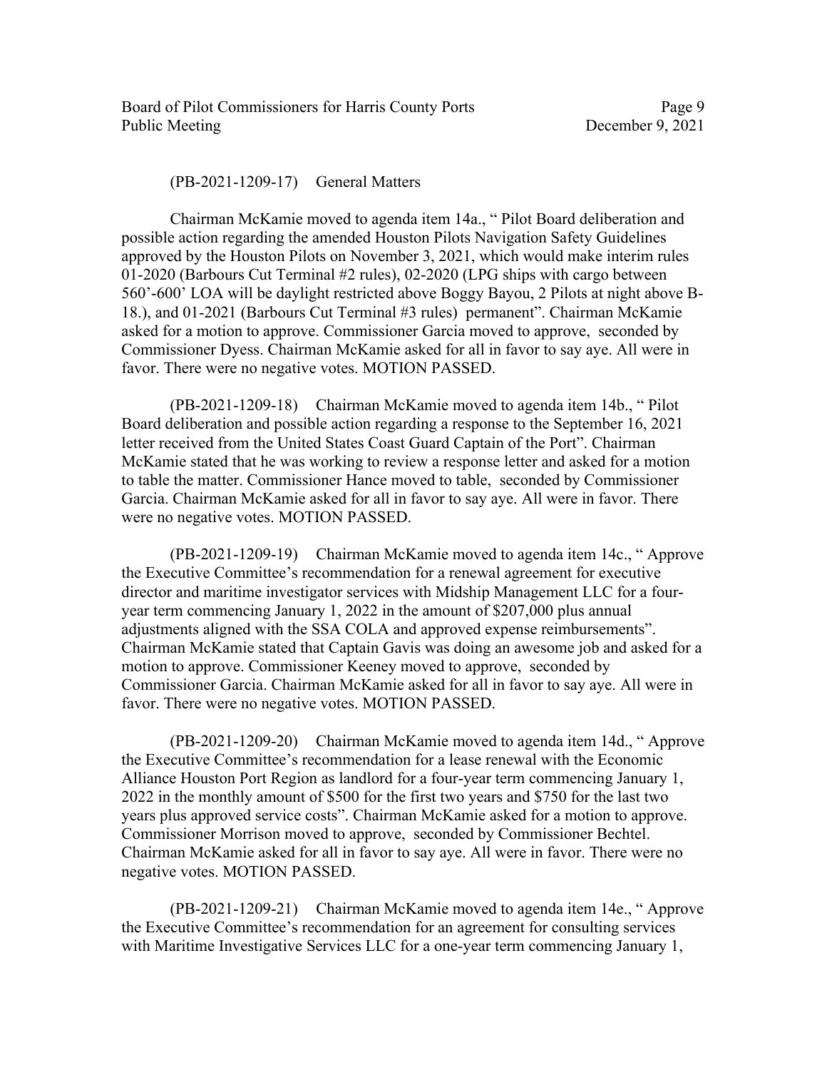(PB-2021-1209-17) General Matters

Chairman McKamie moved to agenda item 14a., " Pilot Board deliberation and possible action regarding the amended Houston Pilots Navigation Safety Guidelines approved by the Houston Pilots on November 3, 2021, which would make interim rules 01-2020 (Barbours Cut Terminal #2 rules), 02-2020 (LPG ships with cargo between 560'-600' LOA will be daylight restricted above Boggy Bayou, 2 Pilots at night above B-18.), and 01-2021 (Barbours Cut Terminal #3 rules) permanent". Chairman McKamie asked for a motion to approve. Commissioner Garcia moved to approve, seconded by Commissioner Dyess. Chairman McKamie asked for all in favor to say aye. All were in favor. There were no negative votes. MOTION PASSED.

(PB-2021-1209-18) Chairman McKamie moved to agenda item 14b., " Pilot Board deliberation and possible action regarding a response to the September 16, 2021 letter received from the United States Coast Guard Captain of the Port". Chairman McKamie stated that he was working to review a response letter and asked for a motion to table the matter. Commissioner Hance moved to table, seconded by Commissioner Garcia. Chairman McKamie asked for all in favor to say aye. All were in favor. There were no negative votes. MOTION PASSED.

(PB-2021-1209-19) Chairman McKamie moved to agenda item 14c., " Approve the Executive Committee's recommendation for a renewal agreement for executive director and maritime investigator services with Midship Management LLC for a four-year term commencing January 1, 2022 in the amount of $207,000 plus annual adjustments aligned with the SSA COLA and approved expense reimbursements". Chairman McKamie stated that Captain Gavis was doing an awesome job and asked for a motion to approve. Commissioner Keeney moved to approve, seconded by Commissioner Garcia. Chairman McKamie asked for all in favor to say aye. All were in favor. There were no negative votes. MOTION PASSED.

(PB-2021-1209-20) Chairman McKamie moved to agenda item 14d., " Approve the Executive Committee's recommendation for a lease renewal with the Economic Alliance Houston Port Region as landlord for a four-year term commencing January 1, 2022 in the monthly amount of $500 for the first two years and $750 for the last two years plus approved service costs". Chairman McKamie asked for a motion to approve. Commissioner Morrison moved to approve, seconded by Commissioner Bechtel. Chairman McKamie asked for all in favor to say aye. All were in favor. There were no negative votes. MOTION PASSED.

(PB-2021-1209-21) Chairman McKamie moved to agenda item 14e., " Approve the Executive Committee's recommendation for an agreement for consulting services with Maritime Investigative Services LLC for a one-year term commencing January 1,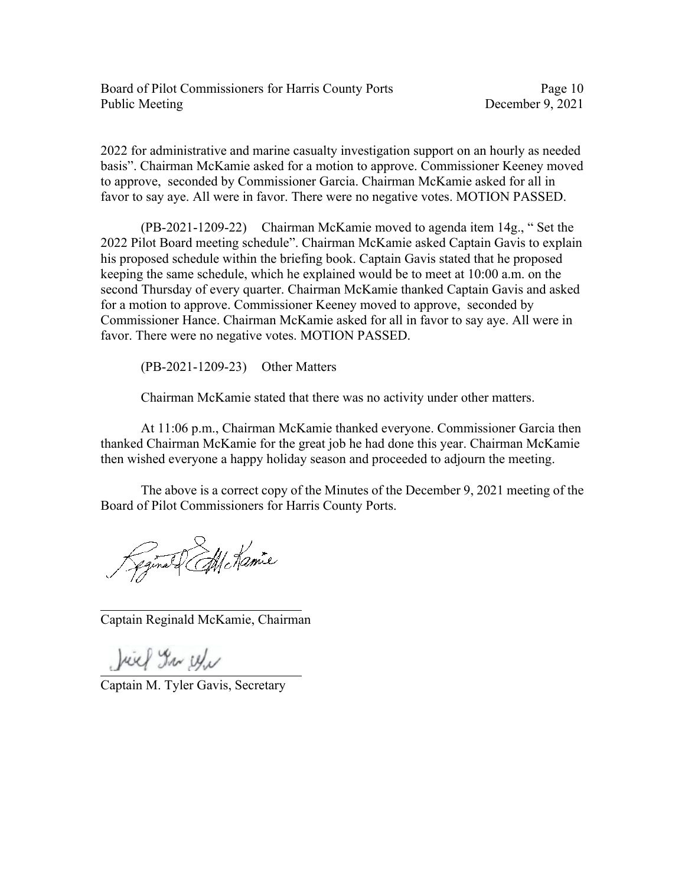2022 for administrative and marine casualty investigation support on an hourly as needed basis". Chairman McKamie asked for a motion to approve. Commissioner Keeney moved to approve, seconded by Commissioner Garcia. Chairman McKamie asked for all in favor to say aye. All were in favor. There were no negative votes. MOTION PASSED.

(PB-2021-1209-22) Chairman McKamie moved to agenda item 14g., " Set the 2022 Pilot Board meeting schedule". Chairman McKamie asked Captain Gavis to explain his proposed schedule within the briefing book. Captain Gavis stated that he proposed keeping the same schedule, which he explained would be to meet at 10:00 a.m. on the second Thursday of every quarter. Chairman McKamie thanked Captain Gavis and asked for a motion to approve. Commissioner Keeney moved to approve, seconded by Commissioner Hance. Chairman McKamie asked for all in favor to say aye. All were in favor. There were no negative votes. MOTION PASSED.

(PB-2021-1209-23) Other Matters

Chairman McKamie stated that there was no activity under other matters.

At 11:06 p.m., Chairman McKamie thanked everyone. Commissioner Garcia then thanked Chairman McKamie for the great job he had done this year. Chairman McKamie then wished everyone a happy holiday season and proceeded to adjourn the meeting.

The above is a correct copy of the Minutes of the December 9, 2021 meeting of the Board of Pilot Commissioners for Harris County Ports.

_______________________________
Captain Reginald McKamie, Chairman

_______________________________
Captain M. Tyler Gavis, Secretary